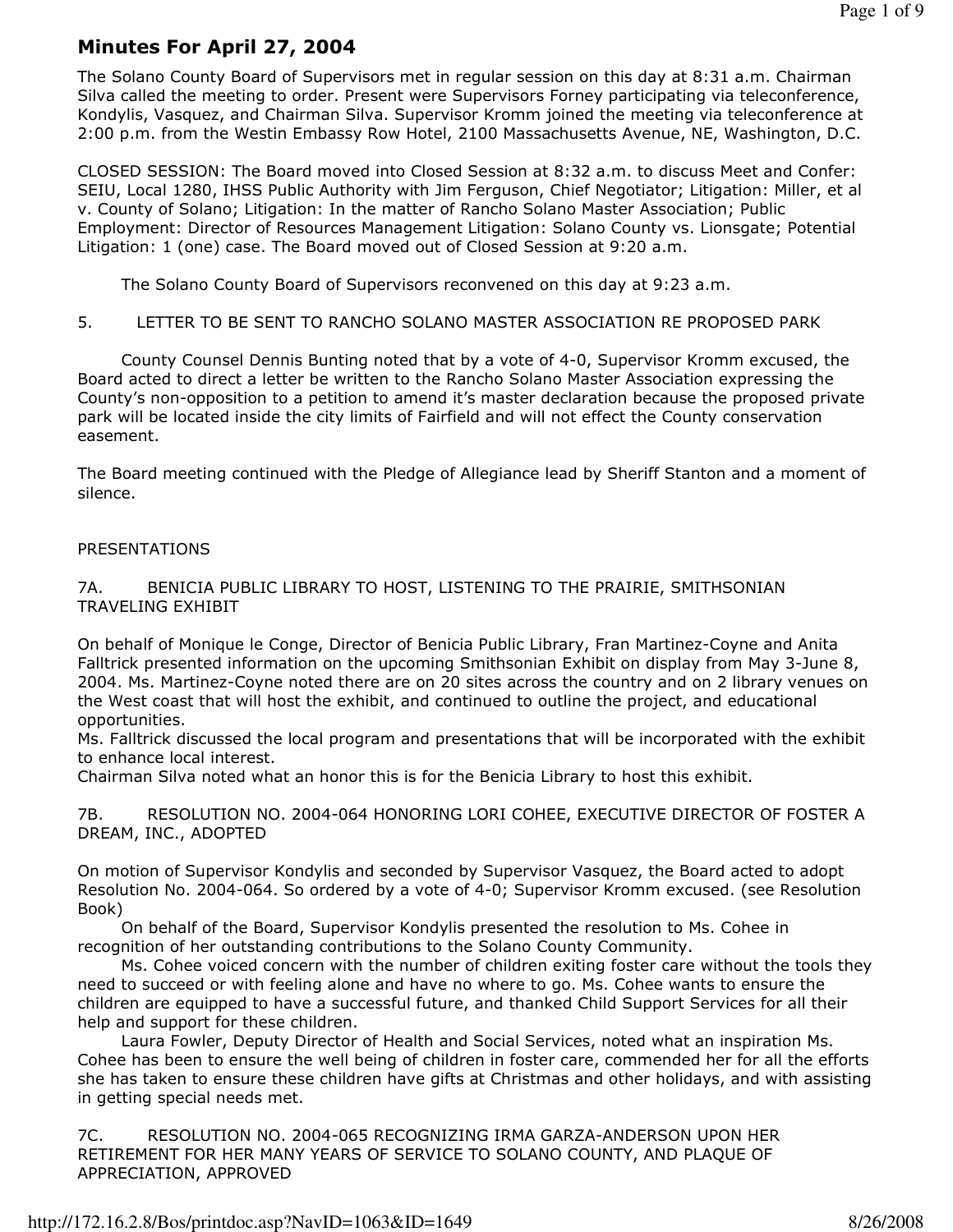# Minutes For April 27, 2004

The Solano County Board of Supervisors met in regular session on this day at 8:31 a.m. Chairman Silva called the meeting to order. Present were Supervisors Forney participating via teleconference, Kondylis, Vasquez, and Chairman Silva. Supervisor Kromm joined the meeting via teleconference at 2:00 p.m. from the Westin Embassy Row Hotel, 2100 Massachusetts Avenue, NE, Washington, D.C.

CLOSED SESSION: The Board moved into Closed Session at 8:32 a.m. to discuss Meet and Confer: SEIU, Local 1280, IHSS Public Authority with Jim Ferguson, Chief Negotiator; Litigation: Miller, et al v. County of Solano; Litigation: In the matter of Rancho Solano Master Association; Public Employment: Director of Resources Management Litigation: Solano County vs. Lionsgate; Potential Litigation: 1 (one) case. The Board moved out of Closed Session at 9:20 a.m.

The Solano County Board of Supervisors reconvened on this day at 9:23 a.m.

5. LETTER TO BE SENT TO RANCHO SOLANO MASTER ASSOCIATION RE PROPOSED PARK

County Counsel Dennis Bunting noted that by a vote of 4-0, Supervisor Kromm excused, the Board acted to direct a letter be written to the Rancho Solano Master Association expressing the County's non-opposition to a petition to amend it's master declaration because the proposed private park will be located inside the city limits of Fairfield and will not effect the County conservation easement.

The Board meeting continued with the Pledge of Allegiance lead by Sheriff Stanton and a moment of silence.

PRESENTATIONS

7A. BENICIA PUBLIC LIBRARY TO HOST, LISTENING TO THE PRAIRIE, SMITHSONIAN TRAVELING EXHIBIT

On behalf of Monique le Conge, Director of Benicia Public Library, Fran Martinez-Coyne and Anita Falltrick presented information on the upcoming Smithsonian Exhibit on display from May 3-June 8, 2004. Ms. Martinez-Coyne noted there are on 20 sites across the country and on 2 library venues on the West coast that will host the exhibit, and continued to outline the project, and educational opportunities.

Ms. Falltrick discussed the local program and presentations that will be incorporated with the exhibit to enhance local interest.

Chairman Silva noted what an honor this is for the Benicia Library to host this exhibit.

7B. RESOLUTION NO. 2004-064 HONORING LORI COHEE, EXECUTIVE DIRECTOR OF FOSTER A DREAM, INC., ADOPTED

On motion of Supervisor Kondylis and seconded by Supervisor Vasquez, the Board acted to adopt Resolution No. 2004-064. So ordered by a vote of 4-0; Supervisor Kromm excused. (see Resolution Book)

On behalf of the Board, Supervisor Kondylis presented the resolution to Ms. Cohee in recognition of her outstanding contributions to the Solano County Community.

Ms. Cohee voiced concern with the number of children exiting foster care without the tools they need to succeed or with feeling alone and have no where to go. Ms. Cohee wants to ensure the children are equipped to have a successful future, and thanked Child Support Services for all their help and support for these children.

Laura Fowler, Deputy Director of Health and Social Services, noted what an inspiration Ms. Cohee has been to ensure the well being of children in foster care, commended her for all the efforts she has taken to ensure these children have gifts at Christmas and other holidays, and with assisting in getting special needs met.

7C. RESOLUTION NO. 2004-065 RECOGNIZING IRMA GARZA-ANDERSON UPON HER RETIREMENT FOR HER MANY YEARS OF SERVICE TO SOLANO COUNTY, AND PLAQUE OF APPRECIATION, APPROVED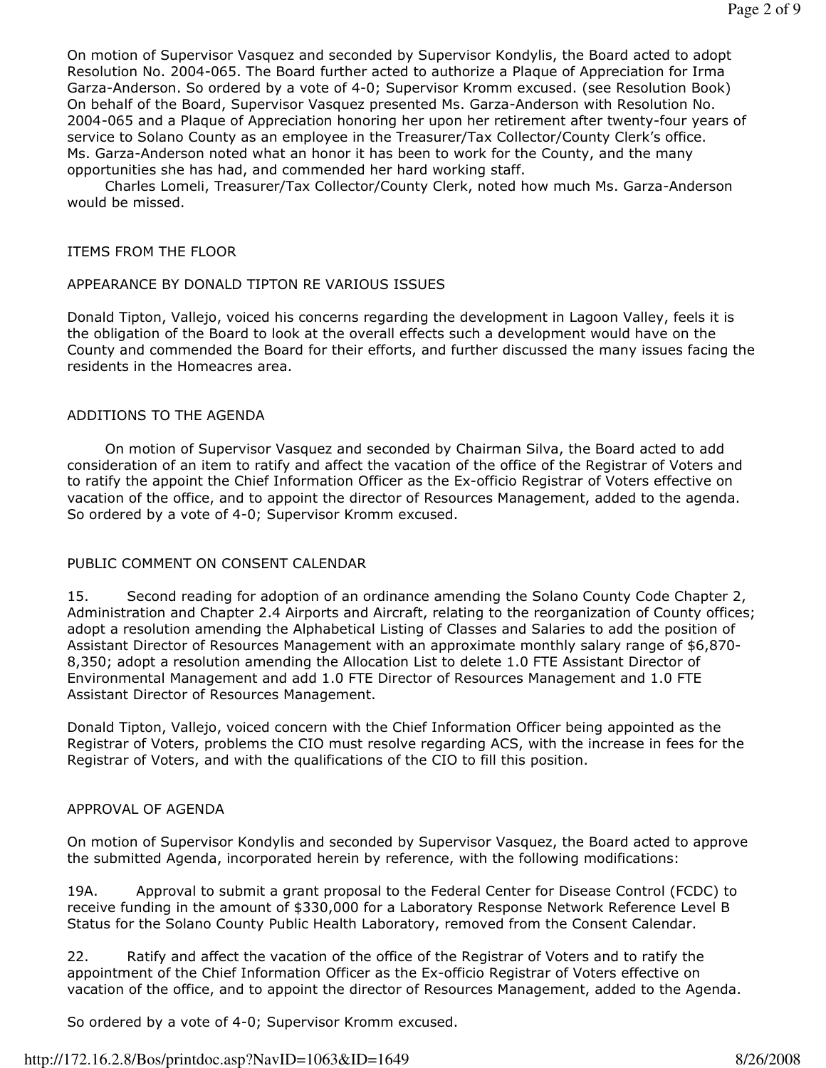On motion of Supervisor Vasquez and seconded by Supervisor Kondylis, the Board acted to adopt Resolution No. 2004-065. The Board further acted to authorize a Plaque of Appreciation for Irma Garza-Anderson. So ordered by a vote of 4-0; Supervisor Kromm excused. (see Resolution Book)

On behalf of the Board, Supervisor Vasquez presented Ms. Garza-Anderson with Resolution No. 2004-065 and a Plaque of Appreciation honoring her upon her retirement after twenty-four years of service to Solano County as an employee in the Treasurer/Tax Collector/County Clerk's office.

Ms. Garza-Anderson noted what an honor it has been to work for the County, and the many opportunities she has had, and commended her hard working staff.

Charles Lomeli, Treasurer/Tax Collector/County Clerk, noted how much Ms. Garza-Anderson would be missed.

ITEMS FROM THE FLOOR

APPEARANCE BY DONALD TIPTON RE VARIOUS ISSUES

Donald Tipton, Vallejo, voiced his concerns regarding the development in Lagoon Valley, feels it is the obligation of the Board to look at the overall effects such a development would have on the County and commended the Board for their efforts, and further discussed the many issues facing the residents in the Homeacres area.

ADDITIONS TO THE AGENDA

On motion of Supervisor Vasquez and seconded by Chairman Silva, the Board acted to add consideration of an item to ratify and affect the vacation of the office of the Registrar of Voters and to ratify the appoint the Chief Information Officer as the Ex-officio Registrar of Voters effective on vacation of the office, and to appoint the director of Resources Management, added to the agenda. So ordered by a vote of 4-0; Supervisor Kromm excused.

PUBLIC COMMENT ON CONSENT CALENDAR

15. Second reading for adoption of an ordinance amending the Solano County Code Chapter 2, Administration and Chapter 2.4 Airports and Aircraft, relating to the reorganization of County offices; adopt a resolution amending the Alphabetical Listing of Classes and Salaries to add the position of Assistant Director of Resources Management with an approximate monthly salary range of $6,870-8,350; adopt a resolution amending the Allocation List to delete 1.0 FTE Assistant Director of Environmental Management and add 1.0 FTE Director of Resources Management and 1.0 FTE Assistant Director of Resources Management.

Donald Tipton, Vallejo, voiced concern with the Chief Information Officer being appointed as the Registrar of Voters, problems the CIO must resolve regarding ACS, with the increase in fees for the Registrar of Voters, and with the qualifications of the CIO to fill this position.

APPROVAL OF AGENDA

On motion of Supervisor Kondylis and seconded by Supervisor Vasquez, the Board acted to approve the submitted Agenda, incorporated herein by reference, with the following modifications:

19A. Approval to submit a grant proposal to the Federal Center for Disease Control (FCDC) to receive funding in the amount of $330,000 for a Laboratory Response Network Reference Level B Status for the Solano County Public Health Laboratory, removed from the Consent Calendar.

22. Ratify and affect the vacation of the office of the Registrar of Voters and to ratify the appointment of the Chief Information Officer as the Ex-officio Registrar of Voters effective on vacation of the office, and to appoint the director of Resources Management, added to the Agenda.

So ordered by a vote of 4-0; Supervisor Kromm excused.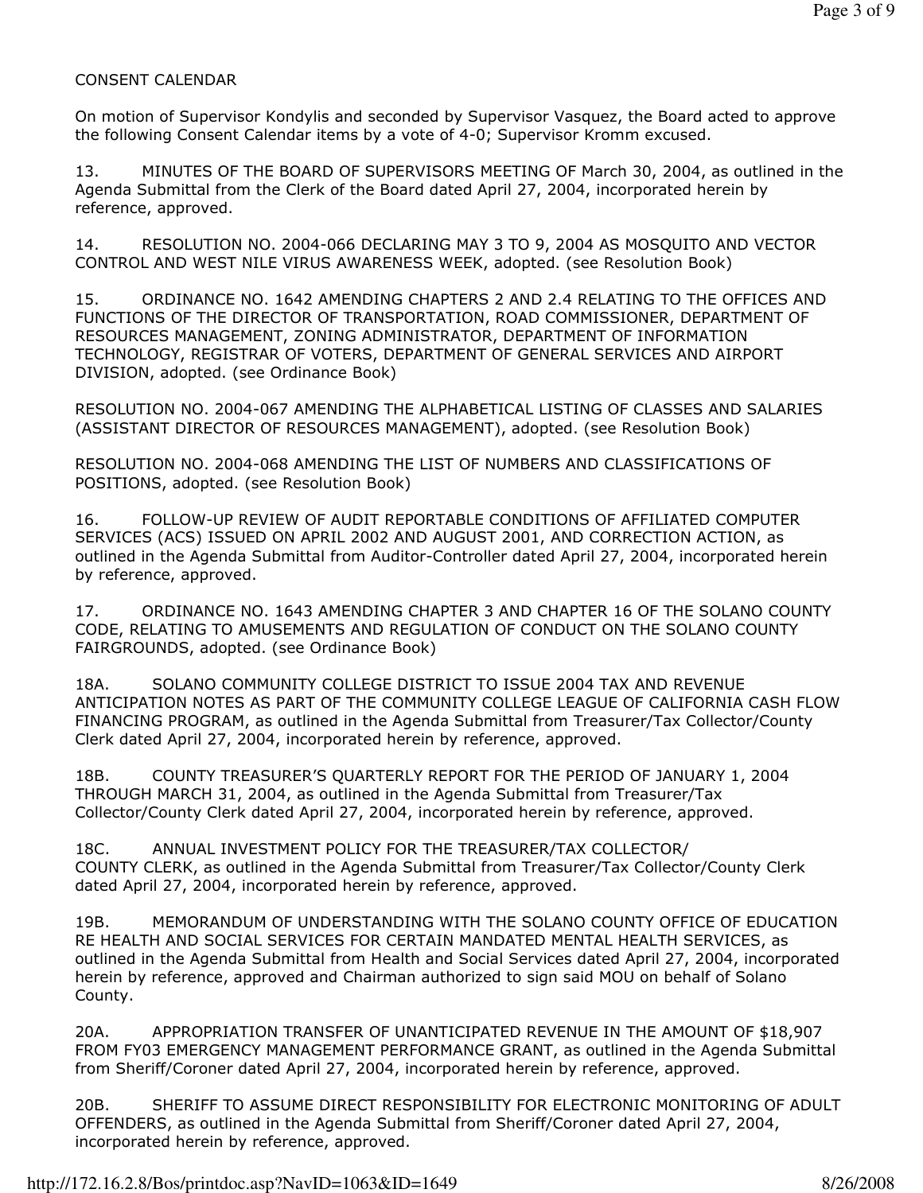CONSENT CALENDAR

On motion of Supervisor Kondylis and seconded by Supervisor Vasquez, the Board acted to approve the following Consent Calendar items by a vote of 4-0; Supervisor Kromm excused.

13. MINUTES OF THE BOARD OF SUPERVISORS MEETING OF March 30, 2004, as outlined in the Agenda Submittal from the Clerk of the Board dated April 27, 2004, incorporated herein by reference, approved.

14. RESOLUTION NO. 2004-066 DECLARING MAY 3 TO 9, 2004 AS MOSQUITO AND VECTOR CONTROL AND WEST NILE VIRUS AWARENESS WEEK, adopted. (see Resolution Book)

15. ORDINANCE NO. 1642 AMENDING CHAPTERS 2 AND 2.4 RELATING TO THE OFFICES AND FUNCTIONS OF THE DIRECTOR OF TRANSPORTATION, ROAD COMMISSIONER, DEPARTMENT OF RESOURCES MANAGEMENT, ZONING ADMINISTRATOR, DEPARTMENT OF INFORMATION TECHNOLOGY, REGISTRAR OF VOTERS, DEPARTMENT OF GENERAL SERVICES AND AIRPORT DIVISION, adopted. (see Ordinance Book)

RESOLUTION NO. 2004-067 AMENDING THE ALPHABETICAL LISTING OF CLASSES AND SALARIES (ASSISTANT DIRECTOR OF RESOURCES MANAGEMENT), adopted. (see Resolution Book)

RESOLUTION NO. 2004-068 AMENDING THE LIST OF NUMBERS AND CLASSIFICATIONS OF POSITIONS, adopted. (see Resolution Book)

16. FOLLOW-UP REVIEW OF AUDIT REPORTABLE CONDITIONS OF AFFILIATED COMPUTER SERVICES (ACS) ISSUED ON APRIL 2002 AND AUGUST 2001, AND CORRECTION ACTION, as outlined in the Agenda Submittal from Auditor-Controller dated April 27, 2004, incorporated herein by reference, approved.

17. ORDINANCE NO. 1643 AMENDING CHAPTER 3 AND CHAPTER 16 OF THE SOLANO COUNTY CODE, RELATING TO AMUSEMENTS AND REGULATION OF CONDUCT ON THE SOLANO COUNTY FAIRGROUNDS, adopted. (see Ordinance Book)

18A. SOLANO COMMUNITY COLLEGE DISTRICT TO ISSUE 2004 TAX AND REVENUE ANTICIPATION NOTES AS PART OF THE COMMUNITY COLLEGE LEAGUE OF CALIFORNIA CASH FLOW FINANCING PROGRAM, as outlined in the Agenda Submittal from Treasurer/Tax Collector/County Clerk dated April 27, 2004, incorporated herein by reference, approved.

18B. COUNTY TREASURER'S QUARTERLY REPORT FOR THE PERIOD OF JANUARY 1, 2004 THROUGH MARCH 31, 2004, as outlined in the Agenda Submittal from Treasurer/Tax Collector/County Clerk dated April 27, 2004, incorporated herein by reference, approved.

18C. ANNUAL INVESTMENT POLICY FOR THE TREASURER/TAX COLLECTOR/ COUNTY CLERK, as outlined in the Agenda Submittal from Treasurer/Tax Collector/County Clerk dated April 27, 2004, incorporated herein by reference, approved.

19B. MEMORANDUM OF UNDERSTANDING WITH THE SOLANO COUNTY OFFICE OF EDUCATION RE HEALTH AND SOCIAL SERVICES FOR CERTAIN MANDATED MENTAL HEALTH SERVICES, as outlined in the Agenda Submittal from Health and Social Services dated April 27, 2004, incorporated herein by reference, approved and Chairman authorized to sign said MOU on behalf of Solano County.

20A. APPROPRIATION TRANSFER OF UNANTICIPATED REVENUE IN THE AMOUNT OF $18,907 FROM FY03 EMERGENCY MANAGEMENT PERFORMANCE GRANT, as outlined in the Agenda Submittal from Sheriff/Coroner dated April 27, 2004, incorporated herein by reference, approved.

20B. SHERIFF TO ASSUME DIRECT RESPONSIBILITY FOR ELECTRONIC MONITORING OF ADULT OFFENDERS, as outlined in the Agenda Submittal from Sheriff/Coroner dated April 27, 2004, incorporated herein by reference, approved.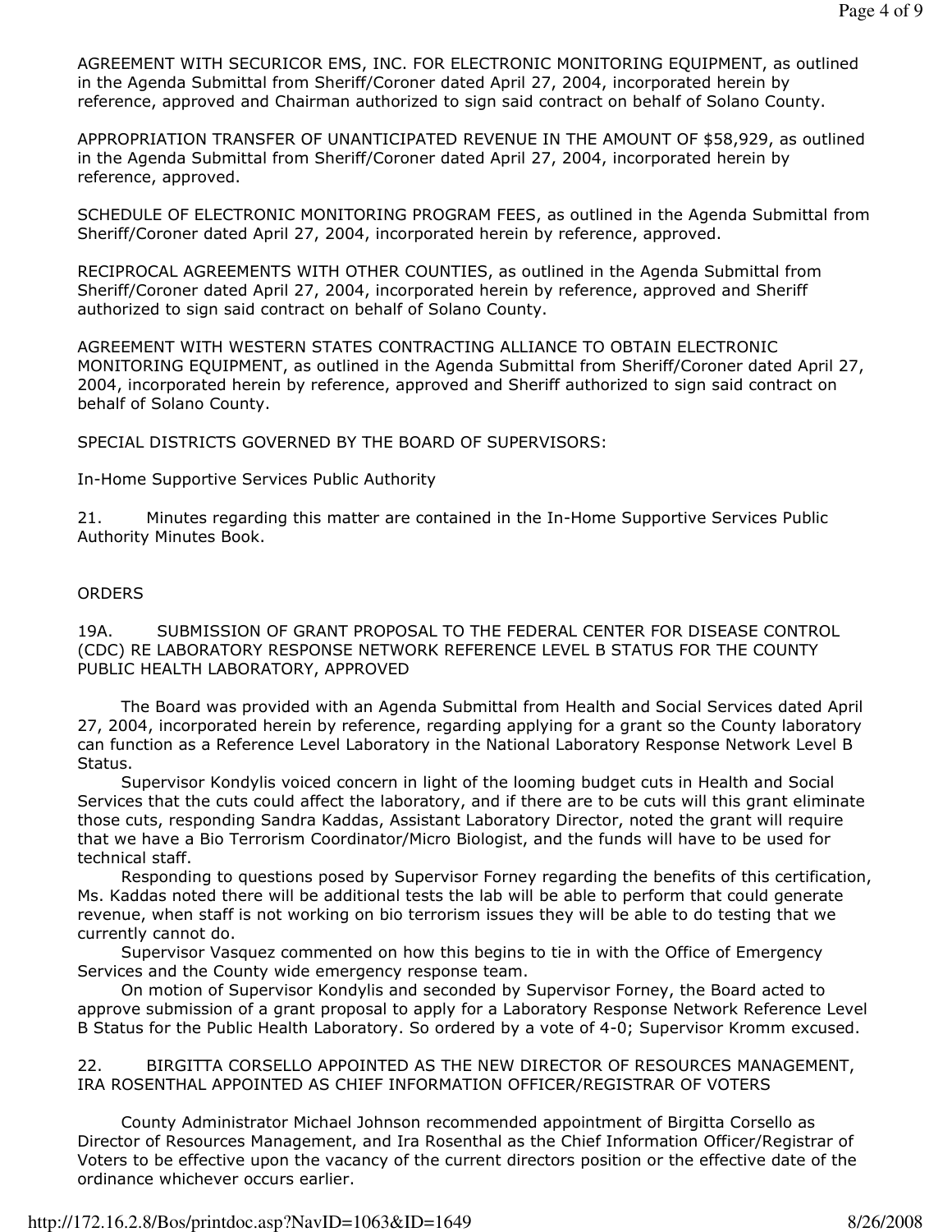AGREEMENT WITH SECURICOR EMS, INC. FOR ELECTRONIC MONITORING EQUIPMENT, as outlined in the Agenda Submittal from Sheriff/Coroner dated April 27, 2004, incorporated herein by reference, approved and Chairman authorized to sign said contract on behalf of Solano County.

APPROPRIATION TRANSFER OF UNANTICIPATED REVENUE IN THE AMOUNT OF $58,929, as outlined in the Agenda Submittal from Sheriff/Coroner dated April 27, 2004, incorporated herein by reference, approved.

SCHEDULE OF ELECTRONIC MONITORING PROGRAM FEES, as outlined in the Agenda Submittal from Sheriff/Coroner dated April 27, 2004, incorporated herein by reference, approved.

RECIPROCAL AGREEMENTS WITH OTHER COUNTIES, as outlined in the Agenda Submittal from Sheriff/Coroner dated April 27, 2004, incorporated herein by reference, approved and Sheriff authorized to sign said contract on behalf of Solano County.

AGREEMENT WITH WESTERN STATES CONTRACTING ALLIANCE TO OBTAIN ELECTRONIC MONITORING EQUIPMENT, as outlined in the Agenda Submittal from Sheriff/Coroner dated April 27, 2004, incorporated herein by reference, approved and Sheriff authorized to sign said contract on behalf of Solano County.

SPECIAL DISTRICTS GOVERNED BY THE BOARD OF SUPERVISORS:

In-Home Supportive Services Public Authority

21. Minutes regarding this matter are contained in the In-Home Supportive Services Public Authority Minutes Book.

ORDERS

19A. SUBMISSION OF GRANT PROPOSAL TO THE FEDERAL CENTER FOR DISEASE CONTROL (CDC) RE LABORATORY RESPONSE NETWORK REFERENCE LEVEL B STATUS FOR THE COUNTY PUBLIC HEALTH LABORATORY, APPROVED

The Board was provided with an Agenda Submittal from Health and Social Services dated April 27, 2004, incorporated herein by reference, regarding applying for a grant so the County laboratory can function as a Reference Level Laboratory in the National Laboratory Response Network Level B Status.

Supervisor Kondylis voiced concern in light of the looming budget cuts in Health and Social Services that the cuts could affect the laboratory, and if there are to be cuts will this grant eliminate those cuts, responding Sandra Kaddas, Assistant Laboratory Director, noted the grant will require that we have a Bio Terrorism Coordinator/Micro Biologist, and the funds will have to be used for technical staff.

Responding to questions posed by Supervisor Forney regarding the benefits of this certification, Ms. Kaddas noted there will be additional tests the lab will be able to perform that could generate revenue, when staff is not working on bio terrorism issues they will be able to do testing that we currently cannot do.

Supervisor Vasquez commented on how this begins to tie in with the Office of Emergency Services and the County wide emergency response team.

On motion of Supervisor Kondylis and seconded by Supervisor Forney, the Board acted to approve submission of a grant proposal to apply for a Laboratory Response Network Reference Level B Status for the Public Health Laboratory. So ordered by a vote of 4-0; Supervisor Kromm excused.

22. BIRGITTA CORSELLO APPOINTED AS THE NEW DIRECTOR OF RESOURCES MANAGEMENT, IRA ROSENTHAL APPOINTED AS CHIEF INFORMATION OFFICER/REGISTRAR OF VOTERS

County Administrator Michael Johnson recommended appointment of Birgitta Corsello as Director of Resources Management, and Ira Rosenthal as the Chief Information Officer/Registrar of Voters to be effective upon the vacancy of the current directors position or the effective date of the ordinance whichever occurs earlier.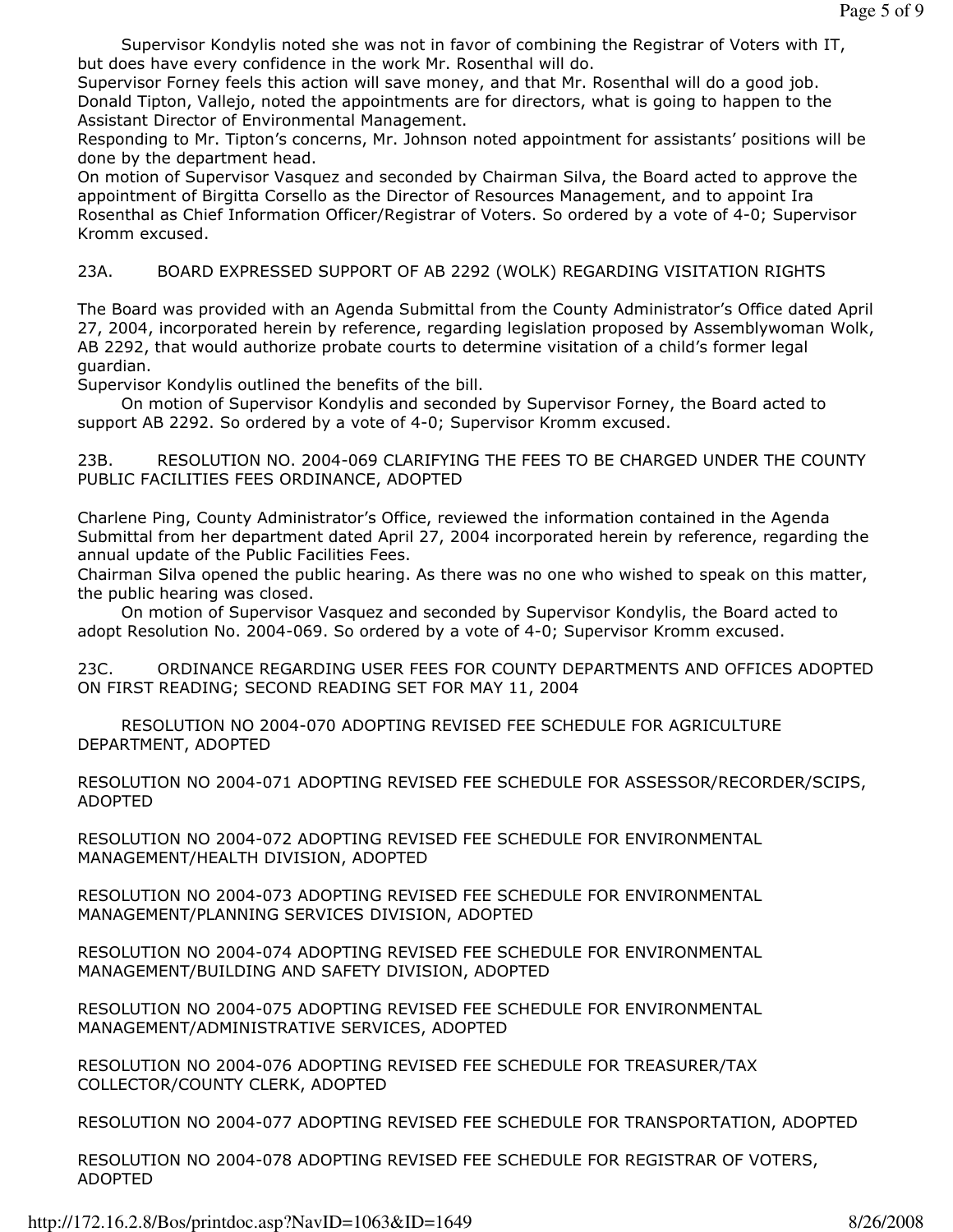Supervisor Kondylis noted she was not in favor of combining the Registrar of Voters with IT, but does have every confidence in the work Mr. Rosenthal will do.

Supervisor Forney feels this action will save money, and that Mr. Rosenthal will do a good job.

Donald Tipton, Vallejo, noted the appointments are for directors, what is going to happen to the Assistant Director of Environmental Management.

Responding to Mr. Tipton's concerns, Mr. Johnson noted appointment for assistants' positions will be done by the department head.

On motion of Supervisor Vasquez and seconded by Chairman Silva, the Board acted to approve the appointment of Birgitta Corsello as the Director of Resources Management, and to appoint Ira Rosenthal as Chief Information Officer/Registrar of Voters. So ordered by a vote of 4-0; Supervisor Kromm excused.

23A. BOARD EXPRESSED SUPPORT OF AB 2292 (WOLK) REGARDING VISITATION RIGHTS

The Board was provided with an Agenda Submittal from the County Administrator's Office dated April 27, 2004, incorporated herein by reference, regarding legislation proposed by Assemblywoman Wolk, AB 2292, that would authorize probate courts to determine visitation of a child's former legal guardian.

Supervisor Kondylis outlined the benefits of the bill.

On motion of Supervisor Kondylis and seconded by Supervisor Forney, the Board acted to support AB 2292. So ordered by a vote of 4-0; Supervisor Kromm excused.

23B. RESOLUTION NO. 2004-069 CLARIFYING THE FEES TO BE CHARGED UNDER THE COUNTY PUBLIC FACILITIES FEES ORDINANCE, ADOPTED

Charlene Ping, County Administrator's Office, reviewed the information contained in the Agenda Submittal from her department dated April 27, 2004 incorporated herein by reference, regarding the annual update of the Public Facilities Fees.

Chairman Silva opened the public hearing. As there was no one who wished to speak on this matter, the public hearing was closed.

On motion of Supervisor Vasquez and seconded by Supervisor Kondylis, the Board acted to adopt Resolution No. 2004-069. So ordered by a vote of 4-0; Supervisor Kromm excused.

23C. ORDINANCE REGARDING USER FEES FOR COUNTY DEPARTMENTS AND OFFICES ADOPTED ON FIRST READING; SECOND READING SET FOR MAY 11, 2004

RESOLUTION NO 2004-070 ADOPTING REVISED FEE SCHEDULE FOR AGRICULTURE DEPARTMENT, ADOPTED

RESOLUTION NO 2004-071 ADOPTING REVISED FEE SCHEDULE FOR ASSESSOR/RECORDER/SCIPS, ADOPTED

RESOLUTION NO 2004-072 ADOPTING REVISED FEE SCHEDULE FOR ENVIRONMENTAL MANAGEMENT/HEALTH DIVISION, ADOPTED

RESOLUTION NO 2004-073 ADOPTING REVISED FEE SCHEDULE FOR ENVIRONMENTAL MANAGEMENT/PLANNING SERVICES DIVISION, ADOPTED

RESOLUTION NO 2004-074 ADOPTING REVISED FEE SCHEDULE FOR ENVIRONMENTAL MANAGEMENT/BUILDING AND SAFETY DIVISION, ADOPTED

RESOLUTION NO 2004-075 ADOPTING REVISED FEE SCHEDULE FOR ENVIRONMENTAL MANAGEMENT/ADMINISTRATIVE SERVICES, ADOPTED

RESOLUTION NO 2004-076 ADOPTING REVISED FEE SCHEDULE FOR TREASURER/TAX COLLECTOR/COUNTY CLERK, ADOPTED

RESOLUTION NO 2004-077 ADOPTING REVISED FEE SCHEDULE FOR TRANSPORTATION, ADOPTED

RESOLUTION NO 2004-078 ADOPTING REVISED FEE SCHEDULE FOR REGISTRAR OF VOTERS, ADOPTED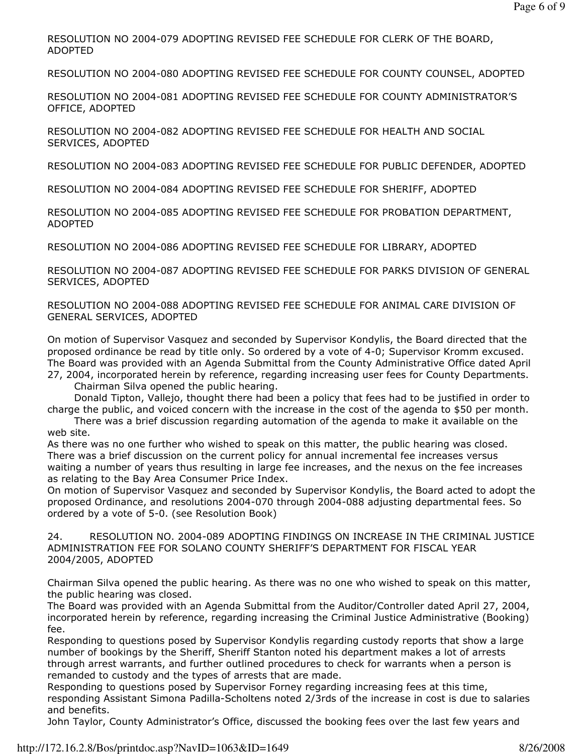RESOLUTION NO 2004-079 ADOPTING REVISED FEE SCHEDULE FOR CLERK OF THE BOARD, ADOPTED

RESOLUTION NO 2004-080 ADOPTING REVISED FEE SCHEDULE FOR COUNTY COUNSEL, ADOPTED

RESOLUTION NO 2004-081 ADOPTING REVISED FEE SCHEDULE FOR COUNTY ADMINISTRATOR'S OFFICE, ADOPTED

RESOLUTION NO 2004-082 ADOPTING REVISED FEE SCHEDULE FOR HEALTH AND SOCIAL SERVICES, ADOPTED

RESOLUTION NO 2004-083 ADOPTING REVISED FEE SCHEDULE FOR PUBLIC DEFENDER, ADOPTED

RESOLUTION NO 2004-084 ADOPTING REVISED FEE SCHEDULE FOR SHERIFF, ADOPTED

RESOLUTION NO 2004-085 ADOPTING REVISED FEE SCHEDULE FOR PROBATION DEPARTMENT, ADOPTED

RESOLUTION NO 2004-086 ADOPTING REVISED FEE SCHEDULE FOR LIBRARY, ADOPTED

RESOLUTION NO 2004-087 ADOPTING REVISED FEE SCHEDULE FOR PARKS DIVISION OF GENERAL SERVICES, ADOPTED

RESOLUTION NO 2004-088 ADOPTING REVISED FEE SCHEDULE FOR ANIMAL CARE DIVISION OF GENERAL SERVICES, ADOPTED

On motion of Supervisor Vasquez and seconded by Supervisor Kondylis, the Board directed that the proposed ordinance be read by title only. So ordered by a vote of 4-0; Supervisor Kromm excused. The Board was provided with an Agenda Submittal from the County Administrative Office dated April 27, 2004, incorporated herein by reference, regarding increasing user fees for County Departments.

Chairman Silva opened the public hearing.

Donald Tipton, Vallejo, thought there had been a policy that fees had to be justified in order to charge the public, and voiced concern with the increase in the cost of the agenda to $50 per month.

There was a brief discussion regarding automation of the agenda to make it available on the web site.

As there was no one further who wished to speak on this matter, the public hearing was closed. There was a brief discussion on the current policy for annual incremental fee increases versus waiting a number of years thus resulting in large fee increases, and the nexus on the fee increases as relating to the Bay Area Consumer Price Index.

On motion of Supervisor Vasquez and seconded by Supervisor Kondylis, the Board acted to adopt the proposed Ordinance, and resolutions 2004-070 through 2004-088 adjusting departmental fees. So ordered by a vote of 5-0. (see Resolution Book)

24. RESOLUTION NO. 2004-089 ADOPTING FINDINGS ON INCREASE IN THE CRIMINAL JUSTICE ADMINISTRATION FEE FOR SOLANO COUNTY SHERIFF'S DEPARTMENT FOR FISCAL YEAR 2004/2005, ADOPTED

Chairman Silva opened the public hearing. As there was no one who wished to speak on this matter, the public hearing was closed.

The Board was provided with an Agenda Submittal from the Auditor/Controller dated April 27, 2004, incorporated herein by reference, regarding increasing the Criminal Justice Administrative (Booking) fee.

Responding to questions posed by Supervisor Kondylis regarding custody reports that show a large number of bookings by the Sheriff, Sheriff Stanton noted his department makes a lot of arrests through arrest warrants, and further outlined procedures to check for warrants when a person is remanded to custody and the types of arrests that are made.

Responding to questions posed by Supervisor Forney regarding increasing fees at this time, responding Assistant Simona Padilla-Scholtens noted 2/3rds of the increase in cost is due to salaries and benefits.

John Taylor, County Administrator's Office, discussed the booking fees over the last few years and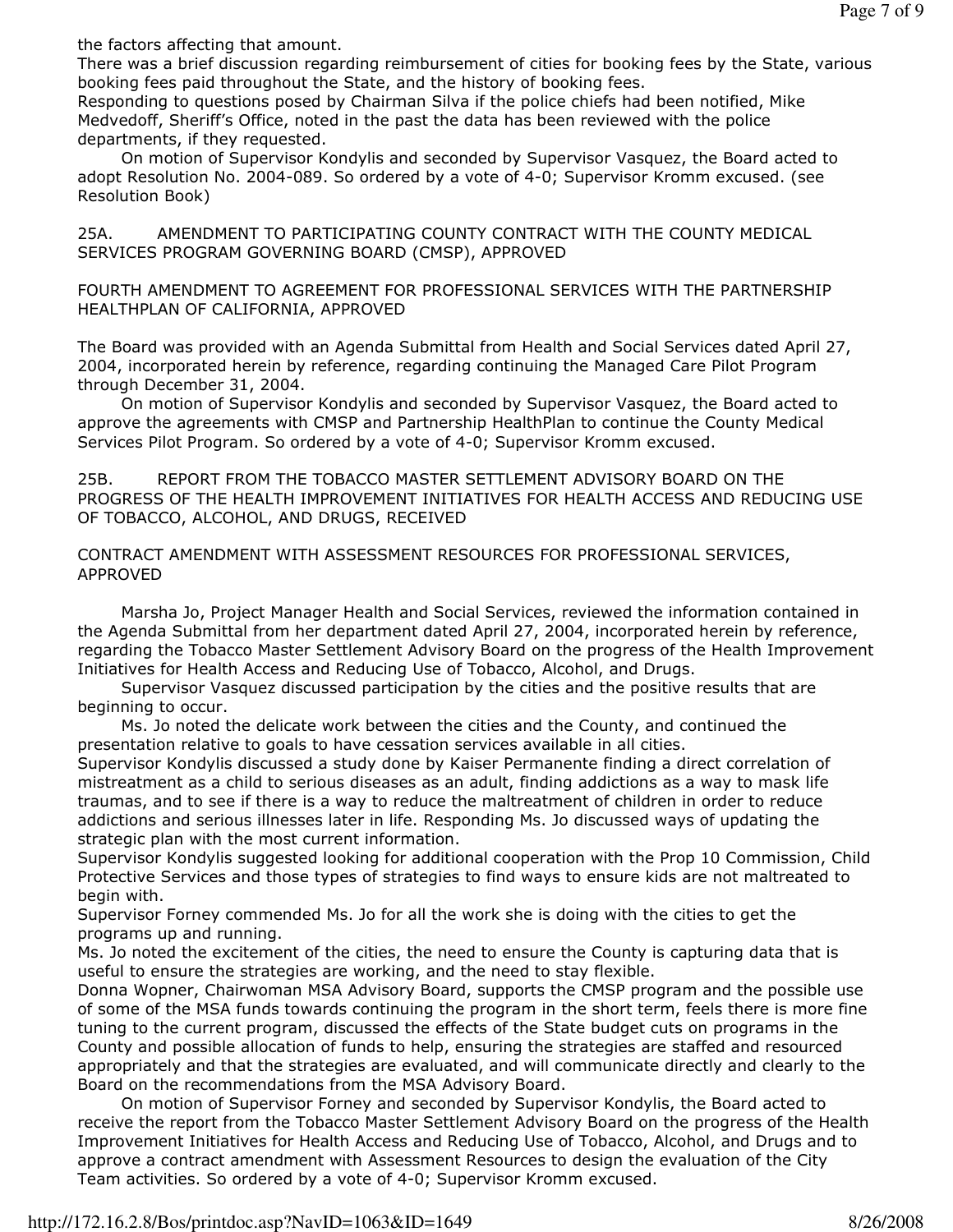the factors affecting that amount.

There was a brief discussion regarding reimbursement of cities for booking fees by the State, various booking fees paid throughout the State, and the history of booking fees.

Responding to questions posed by Chairman Silva if the police chiefs had been notified, Mike Medvedoff, Sheriff's Office, noted in the past the data has been reviewed with the police departments, if they requested.

On motion of Supervisor Kondylis and seconded by Supervisor Vasquez, the Board acted to adopt Resolution No. 2004-089. So ordered by a vote of 4-0; Supervisor Kromm excused. (see Resolution Book)

25A. AMENDMENT TO PARTICIPATING COUNTY CONTRACT WITH THE COUNTY MEDICAL SERVICES PROGRAM GOVERNING BOARD (CMSP), APPROVED

FOURTH AMENDMENT TO AGREEMENT FOR PROFESSIONAL SERVICES WITH THE PARTNERSHIP HEALTHPLAN OF CALIFORNIA, APPROVED

The Board was provided with an Agenda Submittal from Health and Social Services dated April 27, 2004, incorporated herein by reference, regarding continuing the Managed Care Pilot Program through December 31, 2004.

On motion of Supervisor Kondylis and seconded by Supervisor Vasquez, the Board acted to approve the agreements with CMSP and Partnership HealthPlan to continue the County Medical Services Pilot Program. So ordered by a vote of 4-0; Supervisor Kromm excused.

25B. REPORT FROM THE TOBACCO MASTER SETTLEMENT ADVISORY BOARD ON THE PROGRESS OF THE HEALTH IMPROVEMENT INITIATIVES FOR HEALTH ACCESS AND REDUCING USE OF TOBACCO, ALCOHOL, AND DRUGS, RECEIVED

CONTRACT AMENDMENT WITH ASSESSMENT RESOURCES FOR PROFESSIONAL SERVICES, APPROVED

Marsha Jo, Project Manager Health and Social Services, reviewed the information contained in the Agenda Submittal from her department dated April 27, 2004, incorporated herein by reference, regarding the Tobacco Master Settlement Advisory Board on the progress of the Health Improvement Initiatives for Health Access and Reducing Use of Tobacco, Alcohol, and Drugs.

Supervisor Vasquez discussed participation by the cities and the positive results that are beginning to occur.

Ms. Jo noted the delicate work between the cities and the County, and continued the presentation relative to goals to have cessation services available in all cities.

Supervisor Kondylis discussed a study done by Kaiser Permanente finding a direct correlation of mistreatment as a child to serious diseases as an adult, finding addictions as a way to mask life traumas, and to see if there is a way to reduce the maltreatment of children in order to reduce addictions and serious illnesses later in life. Responding Ms. Jo discussed ways of updating the strategic plan with the most current information.

Supervisor Kondylis suggested looking for additional cooperation with the Prop 10 Commission, Child Protective Services and those types of strategies to find ways to ensure kids are not maltreated to begin with.

Supervisor Forney commended Ms. Jo for all the work she is doing with the cities to get the programs up and running.

Ms. Jo noted the excitement of the cities, the need to ensure the County is capturing data that is useful to ensure the strategies are working, and the need to stay flexible.

Donna Wopner, Chairwoman MSA Advisory Board, supports the CMSP program and the possible use of some of the MSA funds towards continuing the program in the short term, feels there is more fine tuning to the current program, discussed the effects of the State budget cuts on programs in the County and possible allocation of funds to help, ensuring the strategies are staffed and resourced appropriately and that the strategies are evaluated, and will communicate directly and clearly to the Board on the recommendations from the MSA Advisory Board.

On motion of Supervisor Forney and seconded by Supervisor Kondylis, the Board acted to receive the report from the Tobacco Master Settlement Advisory Board on the progress of the Health Improvement Initiatives for Health Access and Reducing Use of Tobacco, Alcohol, and Drugs and to approve a contract amendment with Assessment Resources to design the evaluation of the City Team activities. So ordered by a vote of 4-0; Supervisor Kromm excused.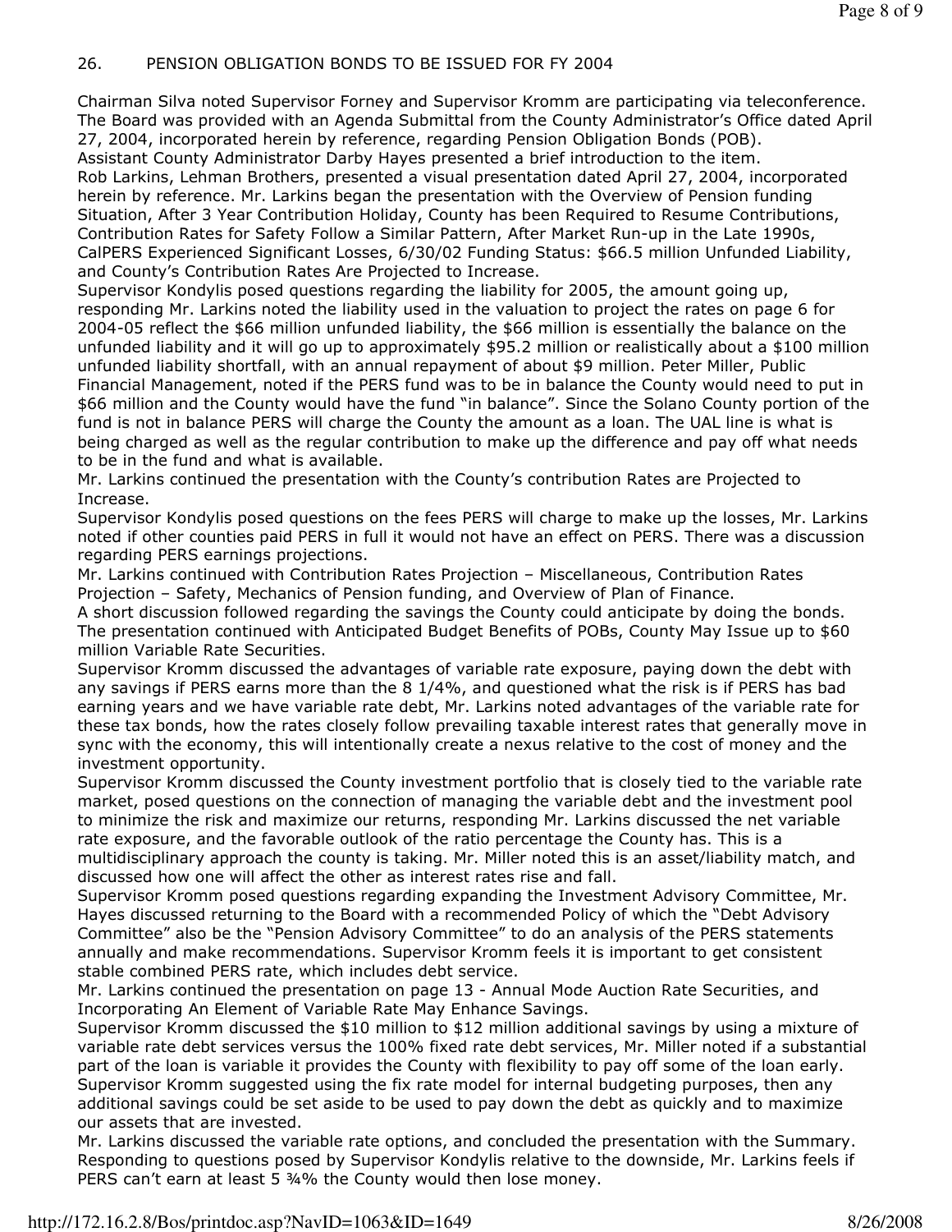## 26. PENSION OBLIGATION BONDS TO BE ISSUED FOR FY 2004

Chairman Silva noted Supervisor Forney and Supervisor Kromm are participating via teleconference. The Board was provided with an Agenda Submittal from the County Administrator's Office dated April 27, 2004, incorporated herein by reference, regarding Pension Obligation Bonds (POB).

Assistant County Administrator Darby Hayes presented a brief introduction to the item.

Rob Larkins, Lehman Brothers, presented a visual presentation dated April 27, 2004, incorporated herein by reference. Mr. Larkins began the presentation with the Overview of Pension funding Situation, After 3 Year Contribution Holiday, County has been Required to Resume Contributions, Contribution Rates for Safety Follow a Similar Pattern, After Market Run-up in the Late 1990s, CalPERS Experienced Significant Losses, 6/30/02 Funding Status: $66.5 million Unfunded Liability, and County's Contribution Rates Are Projected to Increase.

Supervisor Kondylis posed questions regarding the liability for 2005, the amount going up, responding Mr. Larkins noted the liability used in the valuation to project the rates on page 6 for 2004-05 reflect the $66 million unfunded liability, the $66 million is essentially the balance on the unfunded liability and it will go up to approximately $95.2 million or realistically about a $100 million unfunded liability shortfall, with an annual repayment of about $9 million. Peter Miller, Public Financial Management, noted if the PERS fund was to be in balance the County would need to put in $66 million and the County would have the fund "in balance". Since the Solano County portion of the fund is not in balance PERS will charge the County the amount as a loan. The UAL line is what is being charged as well as the regular contribution to make up the difference and pay off what needs to be in the fund and what is available.

Mr. Larkins continued the presentation with the County's contribution Rates are Projected to Increase.

Supervisor Kondylis posed questions on the fees PERS will charge to make up the losses, Mr. Larkins noted if other counties paid PERS in full it would not have an effect on PERS. There was a discussion regarding PERS earnings projections.

Mr. Larkins continued with Contribution Rates Projection – Miscellaneous, Contribution Rates Projection – Safety, Mechanics of Pension funding, and Overview of Plan of Finance.

A short discussion followed regarding the savings the County could anticipate by doing the bonds. The presentation continued with Anticipated Budget Benefits of POBs, County May Issue up to $60 million Variable Rate Securities.

Supervisor Kromm discussed the advantages of variable rate exposure, paying down the debt with any savings if PERS earns more than the 8 1/4%, and questioned what the risk is if PERS has bad earning years and we have variable rate debt, Mr. Larkins noted advantages of the variable rate for these tax bonds, how the rates closely follow prevailing taxable interest rates that generally move in sync with the economy, this will intentionally create a nexus relative to the cost of money and the investment opportunity.

Supervisor Kromm discussed the County investment portfolio that is closely tied to the variable rate market, posed questions on the connection of managing the variable debt and the investment pool to minimize the risk and maximize our returns, responding Mr. Larkins discussed the net variable rate exposure, and the favorable outlook of the ratio percentage the County has. This is a multidisciplinary approach the county is taking. Mr. Miller noted this is an asset/liability match, and discussed how one will affect the other as interest rates rise and fall.

Supervisor Kromm posed questions regarding expanding the Investment Advisory Committee, Mr. Hayes discussed returning to the Board with a recommended Policy of which the "Debt Advisory Committee" also be the "Pension Advisory Committee" to do an analysis of the PERS statements annually and make recommendations. Supervisor Kromm feels it is important to get consistent stable combined PERS rate, which includes debt service.

Mr. Larkins continued the presentation on page 13 - Annual Mode Auction Rate Securities, and Incorporating An Element of Variable Rate May Enhance Savings.

Supervisor Kromm discussed the $10 million to $12 million additional savings by using a mixture of variable rate debt services versus the 100% fixed rate debt services, Mr. Miller noted if a substantial part of the loan is variable it provides the County with flexibility to pay off some of the loan early. Supervisor Kromm suggested using the fix rate model for internal budgeting purposes, then any additional savings could be set aside to be used to pay down the debt as quickly and to maximize our assets that are invested.

Mr. Larkins discussed the variable rate options, and concluded the presentation with the Summary. Responding to questions posed by Supervisor Kondylis relative to the downside, Mr. Larkins feels if PERS can't earn at least 5 ¾% the County would then lose money.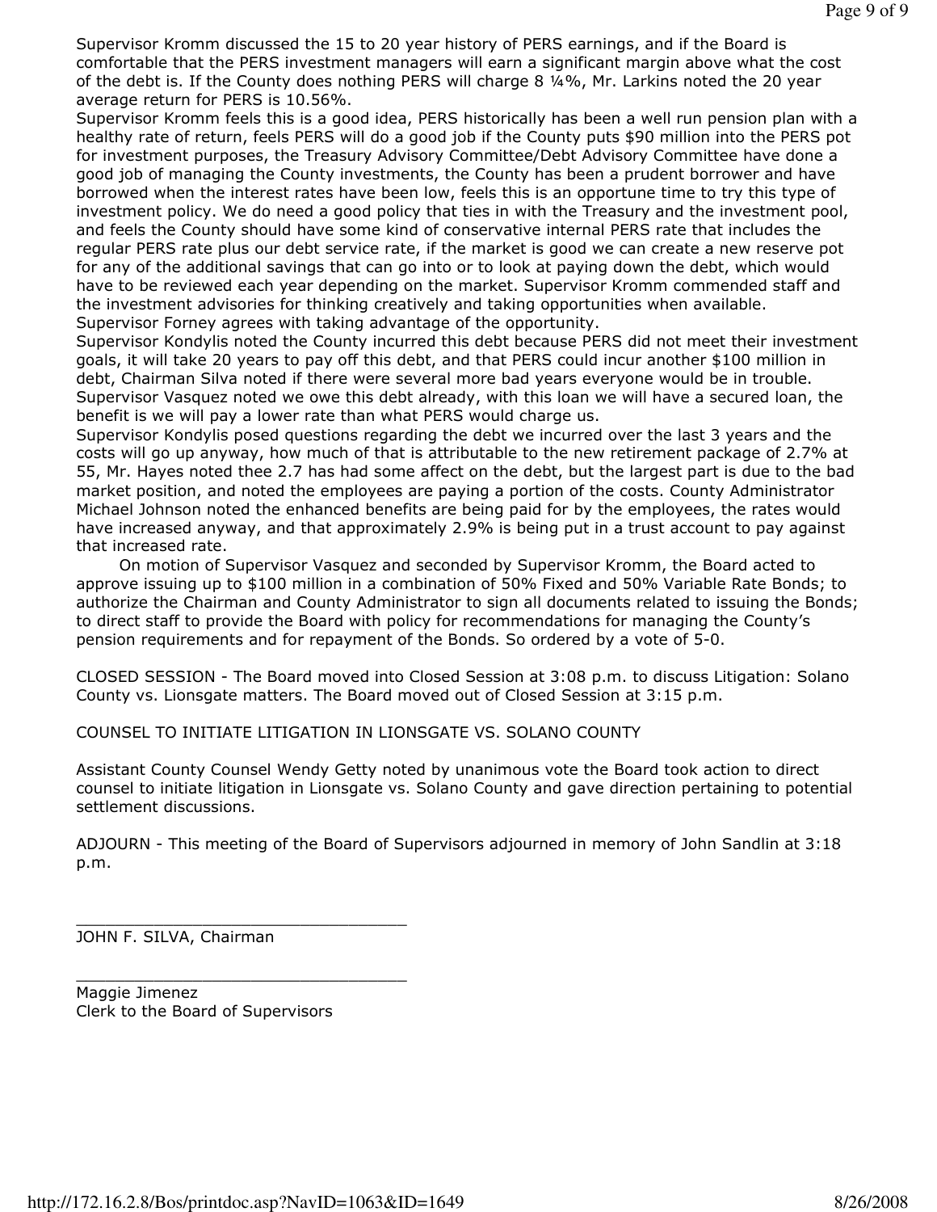Supervisor Kromm discussed the 15 to 20 year history of PERS earnings, and if the Board is comfortable that the PERS investment managers will earn a significant margin above what the cost of the debt is. If the County does nothing PERS will charge 8 ¼%, Mr. Larkins noted the 20 year average return for PERS is 10.56%.

Supervisor Kromm feels this is a good idea, PERS historically has been a well run pension plan with a healthy rate of return, feels PERS will do a good job if the County puts $90 million into the PERS pot for investment purposes, the Treasury Advisory Committee/Debt Advisory Committee have done a good job of managing the County investments, the County has been a prudent borrower and have borrowed when the interest rates have been low, feels this is an opportune time to try this type of investment policy. We do need a good policy that ties in with the Treasury and the investment pool, and feels the County should have some kind of conservative internal PERS rate that includes the regular PERS rate plus our debt service rate, if the market is good we can create a new reserve pot for any of the additional savings that can go into or to look at paying down the debt, which would have to be reviewed each year depending on the market. Supervisor Kromm commended staff and the investment advisories for thinking creatively and taking opportunities when available.

Supervisor Forney agrees with taking advantage of the opportunity.

Supervisor Kondylis noted the County incurred this debt because PERS did not meet their investment goals, it will take 20 years to pay off this debt, and that PERS could incur another $100 million in debt, Chairman Silva noted if there were several more bad years everyone would be in trouble.

Supervisor Vasquez noted we owe this debt already, with this loan we will have a secured loan, the benefit is we will pay a lower rate than what PERS would charge us.

Supervisor Kondylis posed questions regarding the debt we incurred over the last 3 years and the costs will go up anyway, how much of that is attributable to the new retirement package of 2.7% at 55, Mr. Hayes noted thee 2.7 has had some affect on the debt, but the largest part is due to the bad market position, and noted the employees are paying a portion of the costs. County Administrator Michael Johnson noted the enhanced benefits are being paid for by the employees, the rates would have increased anyway, and that approximately 2.9% is being put in a trust account to pay against that increased rate.

On motion of Supervisor Vasquez and seconded by Supervisor Kromm, the Board acted to approve issuing up to $100 million in a combination of 50% Fixed and 50% Variable Rate Bonds; to authorize the Chairman and County Administrator to sign all documents related to issuing the Bonds; to direct staff to provide the Board with policy for recommendations for managing the County's pension requirements and for repayment of the Bonds. So ordered by a vote of 5-0.

CLOSED SESSION - The Board moved into Closed Session at 3:08 p.m. to discuss Litigation: Solano County vs. Lionsgate matters. The Board moved out of Closed Session at 3:15 p.m.

COUNSEL TO INITIATE LITIGATION IN LIONSGATE VS. SOLANO COUNTY

Assistant County Counsel Wendy Getty noted by unanimous vote the Board took action to direct counsel to initiate litigation in Lionsgate vs. Solano County and gave direction pertaining to potential settlement discussions.

ADJOURN - This meeting of the Board of Supervisors adjourned in memory of John Sandlin at 3:18 p.m.

\_\_\_\_\_\_\_\_\_\_\_\_\_\_\_\_\_\_\_\_\_\_\_\_\_\_\_\_\_\_\_\_\_\_

JOHN F. SILVA, Chairman

\_\_\_\_\_\_\_\_\_\_\_\_\_\_\_\_\_\_\_\_\_\_\_\_\_\_\_\_\_\_\_\_\_\_

Maggie Jimenez
Clerk to the Board of Supervisors